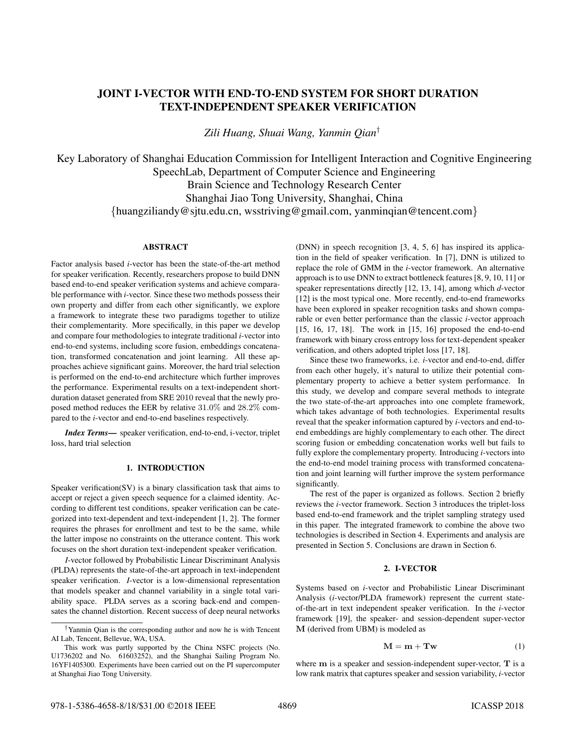# JOINT I-VECTOR WITH END-TO-END SYSTEM FOR SHORT DURATION TEXT-INDEPENDENT SPEAKER VERIFICATION

*Zili Huang, Shuai Wang, Yanmin Qian*[†]

Key Laboratory of Shanghai Education Commission for Intelligent Interaction and Cognitive Engineering
SpeechLab, Department of Computer Science and Engineering
Brain Science and Technology Research Center
Shanghai Jiao Tong University, Shanghai, China
{huangziliandy@sjtu.edu.cn, wsstriving@gmail.com, yanminqian@tencent.com}

## ABSTRACT

Factor analysis based *i*-vector has been the state-of-the-art method for speaker verification. Recently, researchers propose to build DNN based end-to-end speaker verification systems and achieve comparable performance with *i*-vector. Since these two methods possess their own property and differ from each other significantly, we explore a framework to integrate these two paradigms together to utilize their complementarity. More specifically, in this paper we develop and compare four methodologies to integrate traditional *i*-vector into end-to-end systems, including score fusion, embeddings concatenation, transformed concatenation and joint learning. All these approaches achieve significant gains. Moreover, the hard trial selection is performed on the end-to-end architecture which further improves the performance. Experimental results on a text-independent short-duration dataset generated from SRE 2010 reveal that the newly proposed method reduces the EER by relative $31.0\%$ and $28.2\%$ compared to the *i*-vector and end-to-end baselines respectively.

***Index Terms***— speaker verification, end-to-end, i-vector, triplet loss, hard trial selection

## 1. INTRODUCTION

Speaker verification(SV) is a binary classification task that aims to accept or reject a given speech sequence for a claimed identity. According to different test conditions, speaker verification can be categorized into text-dependent and text-independent [1, 2]. The former requires the phrases for enrollment and test to be the same, while the latter impose no constraints on the utterance content. This work focuses on the short duration text-independent speaker verification.

*I*-vector followed by Probabilistic Linear Discriminant Analysis (PLDA) represents the state-of-the-art approach in text-independent speaker verification. *I*-vector is a low-dimensional representation that models speaker and channel variability in a single total variability space. PLDA serves as a scoring back-end and compensates the channel distortion. Recent success of deep neural networks (DNN) in speech recognition [3, 4, 5, 6] has inspired its application in the field of speaker verification. In [7], DNN is utilized to replace the role of GMM in the *i*-vector framework. An alternative approach is to use DNN to extract bottleneck features [8, 9, 10, 11] or speaker representations directly [12, 13, 14], among which *d*-vector [12] is the most typical one. More recently, end-to-end frameworks have been explored in speaker recognition tasks and shown comparable or even better performance than the classic *i*-vector approach [15, 16, 17, 18]. The work in [15, 16] proposed the end-to-end framework with binary cross entropy loss for text-dependent speaker verification, and others adopted triplet loss [17, 18].

Since these two frameworks, i.e. *i*-vector and end-to-end, differ from each other hugely, it's natural to utilize their potential complementary property to achieve a better system performance. In this study, we develop and compare several methods to integrate the two state-of-the-art approaches into one complete framework, which takes advantage of both technologies. Experimental results reveal that the speaker information captured by *i*-vectors and end-to-end embeddings are highly complementary to each other. The direct scoring fusion or embedding concatenation works well but fails to fully explore the complementary property. Introducing *i*-vectors into the end-to-end model training process with transformed concatenation and joint learning will further improve the system performance significantly.

The rest of the paper is organized as follows. Section 2 briefly reviews the *i*-vector framework. Section 3 introduces the triplet-loss based end-to-end framework and the triplet sampling strategy used in this paper. The integrated framework to combine the above two technologies is described in Section 4. Experiments and analysis are presented in Section 5. Conclusions are drawn in Section 6.

## 2. I-VECTOR

Systems based on *i*-vector and Probabilistic Linear Discriminant Analysis (*i*-vector/PLDA framework) represent the current state-of-the-art in text independent speaker verification. In the *i*-vector framework [19], the speaker- and session-dependent super-vector $\mathbf{M}$ (derived from UBM) is modeled as

$$\mathbf{M} = \mathbf{m} + \mathbf{T}\mathbf{w} \tag{1}$$

where $\mathbf{m}$ is a speaker and session-independent super-vector, $\mathbf{T}$ is a low rank matrix that captures speaker and session variability, *i*-vector

---

[†]Yanmin Qian is the corresponding author and now he is with Tencent AI Lab, Tencent, Bellevue, WA, USA.

This work was partly supported by the China NSFC projects (No. U1736202 and No. 61603252), and the Shanghai Sailing Program No. 16YF1405300. Experiments have been carried out on the PI supercomputer at Shanghai Jiao Tong University.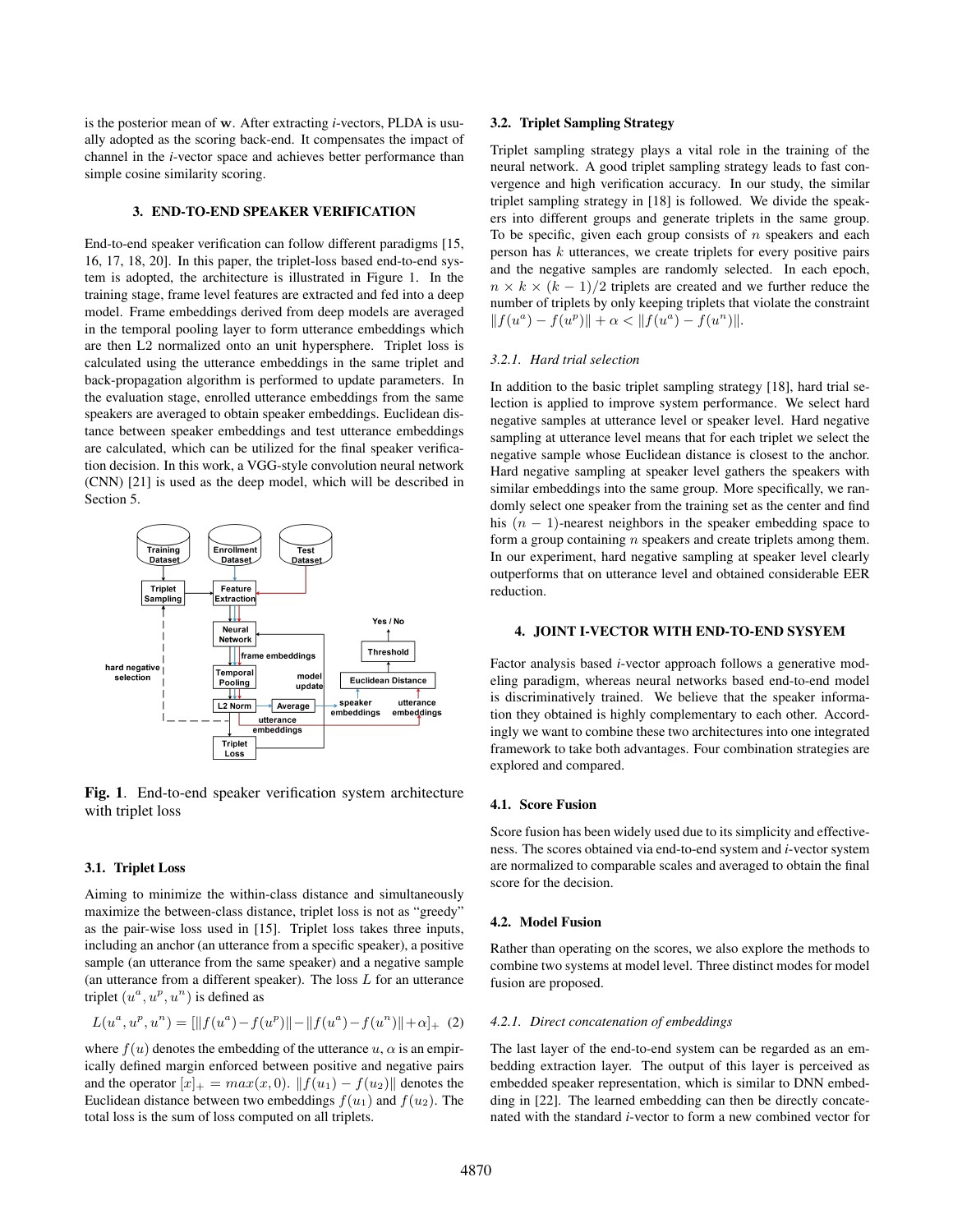is the posterior mean of $\mathbf{w}$. After extracting *i*-vectors, PLDA is usually adopted as the scoring back-end. It compensates the impact of channel in the *i*-vector space and achieves better performance than simple cosine similarity scoring.

## 3. END-TO-END SPEAKER VERIFICATION

End-to-end speaker verification can follow different paradigms [15, 16, 17, 18, 20]. In this paper, the triplet-loss based end-to-end system is adopted, the architecture is illustrated in Figure 1. In the training stage, frame level features are extracted and fed into a deep model. Frame embeddings derived from deep models are averaged in the temporal pooling layer to form utterance embeddings which are then L2 normalized onto an unit hypersphere. Triplet loss is calculated using the utterance embeddings in the same triplet and back-propagation algorithm is performed to update parameters. In the evaluation stage, enrolled utterance embeddings from the same speakers are averaged to obtain speaker embeddings. Euclidean distance between speaker embeddings and test utterance embeddings are calculated, which can be utilized for the final speaker verification decision. In this work, a VGG-style convolution neural network (CNN) [21] is used as the deep model, which will be described in Section 5.

**Fig. 1**. End-to-end speaker verification system architecture with triplet loss

### 3.1. Triplet Loss

Aiming to minimize the within-class distance and simultaneously maximize the between-class distance, triplet loss is not as "greedy" as the pair-wise loss used in [15]. Triplet loss takes three inputs, including an anchor (an utterance from a specific speaker), a positive sample (an utterance from the same speaker) and a negative sample (an utterance from a different speaker). The loss $L$ for an utterance triplet $(u^a, u^p, u^n)$ is defined as

$$L(u^a, u^p, u^n) = [\|f(u^a) - f(u^p)\| - \|f(u^a) - f(u^n)\| + \alpha]_+ \quad (2)$$

where $f(u)$ denotes the embedding of the utterance $u$, $\alpha$ is an empirically defined margin enforced between positive and negative pairs and the operator $[x]_+ = max(x, 0)$. $\|f(u_1) - f(u_2)\|$ denotes the Euclidean distance between two embeddings $f(u_1)$ and $f(u_2)$. The total loss is the sum of loss computed on all triplets.

### 3.2. Triplet Sampling Strategy

Triplet sampling strategy plays a vital role in the training of the neural network. A good triplet sampling strategy leads to fast convergence and high verification accuracy. In our study, the similar triplet sampling strategy in [18] is followed. We divide the speakers into different groups and generate triplets in the same group. To be specific, given each group consists of $n$ speakers and each person has $k$ utterances, we create triplets for every positive pairs and the negative samples are randomly selected. In each epoch, $n \times k \times (k-1)/2$ triplets are created and we further reduce the number of triplets by only keeping triplets that violate the constraint $\|f(u^a) - f(u^p)\| + \alpha < \|f(u^a) - f(u^n)\|$.

#### *3.2.1. Hard trial selection*

In addition to the basic triplet sampling strategy [18], hard trial selection is applied to improve system performance. We select hard negative samples at utterance level or speaker level. Hard negative sampling at utterance level means that for each triplet we select the negative sample whose Euclidean distance is closest to the anchor. Hard negative sampling at speaker level gathers the speakers with similar embeddings into the same group. More specifically, we randomly select one speaker from the training set as the center and find his $(n-1)$-nearest neighbors in the speaker embedding space to form a group containing $n$ speakers and create triplets among them. In our experiment, hard negative sampling at speaker level clearly outperforms that on utterance level and obtained considerable EER reduction.

## 4. JOINT I-VECTOR WITH END-TO-END SYSYEM

Factor analysis based *i*-vector approach follows a generative modeling paradigm, whereas neural networks based end-to-end model is discriminatively trained. We believe that the speaker information they obtained is highly complementary to each other. Accordingly we want to combine these two architectures into one integrated framework to take both advantages. Four combination strategies are explored and compared.

### 4.1. Score Fusion

Score fusion has been widely used due to its simplicity and effectiveness. The scores obtained via end-to-end system and *i*-vector system are normalized to comparable scales and averaged to obtain the final score for the decision.

### 4.2. Model Fusion

Rather than operating on the scores, we also explore the methods to combine two systems at model level. Three distinct modes for model fusion are proposed.

#### *4.2.1. Direct concatenation of embeddings*

The last layer of the end-to-end system can be regarded as an embedding extraction layer. The output of this layer is perceived as embedded speaker representation, which is similar to DNN embedding in [22]. The learned embedding can then be directly concatenated with the standard *i*-vector to form a new combined vector for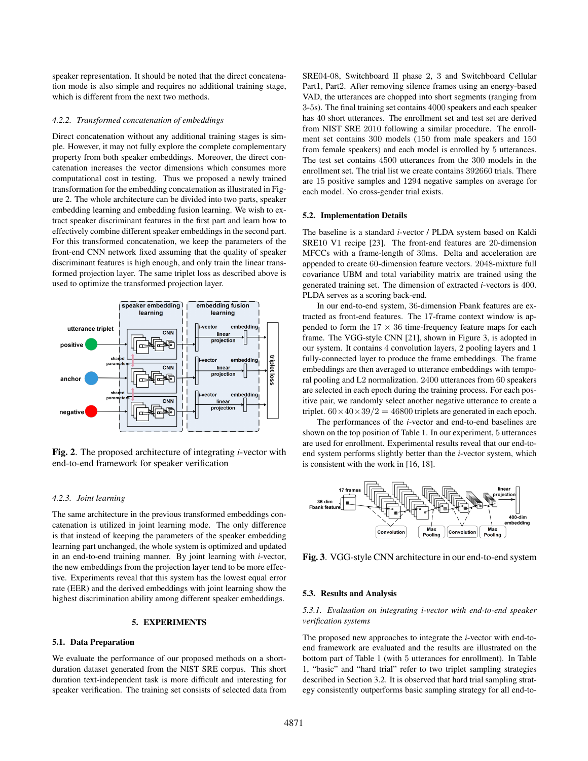speaker representation. It should be noted that the direct concatenation mode is also simple and requires no additional training stage, which is different from the next two methods.

#### 4.2.2. Transformed concatenation of embeddings

Direct concatenation without any additional training stages is simple. However, it may not fully explore the complete complementary property from both speaker embeddings. Moreover, the direct concatenation increases the vector dimensions which consumes more computational cost in testing. Thus we proposed a newly trained transformation for the embedding concatenation as illustrated in Figure 2. The whole architecture can be divided into two parts, speaker embedding learning and embedding fusion learning. We wish to extract speaker discriminant features in the first part and learn how to effectively combine different speaker embeddings in the second part. For this transformed concatenation, we keep the parameters of the front-end CNN network fixed assuming that the quality of speaker discriminant features is high enough, and only train the linear transformed projection layer. The same triplet loss as described above is used to optimize the transformed projection layer.

**Fig. 2**. The proposed architecture of integrating *i*-vector with end-to-end framework for speaker verification

#### 4.2.3. Joint learning

The same architecture in the previous transformed embeddings concatenation is utilized in joint learning mode. The only difference is that instead of keeping the parameters of the speaker embedding learning part unchanged, the whole system is optimized and updated in an end-to-end training manner. By joint learning with *i*-vector, the new embeddings from the projection layer tend to be more effective. Experiments reveal that this system has the lowest equal error rate (EER) and the derived embeddings with joint learning show the highest discrimination ability among different speaker embeddings.

## 5. EXPERIMENTS

### 5.1. Data Preparation

We evaluate the performance of our proposed methods on a short-duration dataset generated from the NIST SRE corpus. This short duration text-independent task is more difficult and interesting for speaker verification. The training set consists of selected data from SRE04-08, Switchboard II phase 2, 3 and Switchboard Cellular Part1, Part2. After removing silence frames using an energy-based VAD, the utterances are chopped into short segments (ranging from 3-5s). The final training set contains 4000 speakers and each speaker has 40 short utterances. The enrollment set and test set are derived from NIST SRE 2010 following a similar procedure. The enrollment set contains 300 models (150 from male speakers and 150 from female speakers) and each model is enrolled by 5 utterances. The test set contains 4500 utterances from the 300 models in the enrollment set. The trial list we create contains 392660 trials. There are 15 positive samples and 1294 negative samples on average for each model. No cross-gender trial exists.

### 5.2. Implementation Details

The baseline is a standard *i*-vector / PLDA system based on Kaldi SRE10 V1 recipe [23]. The front-end features are 20-dimension MFCCs with a frame-length of 30ms. Delta and acceleration are appended to create 60-dimension feature vectors. 2048-mixture full covariance UBM and total variability matrix are trained using the generated training set. The dimension of extracted *i*-vectors is 400. PLDA serves as a scoring back-end.

In our end-to-end system, 36-dimension Fbank features are extracted as front-end features. The 17-frame context window is appended to form the $17 \times 36$ time-frequency feature maps for each frame. The VGG-style CNN [21], shown in Figure 3, is adopted in our system. It contains 4 convolution layers, 2 pooling layers and 1 fully-connected layer to produce the frame embeddings. The frame embeddings are then averaged to utterance embeddings with temporal pooling and L2 normalization. 2400 utterances from 60 speakers are selected in each epoch during the training process. For each positive pair, we randomly select another negative utterance to create a triplet. $60 \times 40 \times 39/2 = 46800$ triplets are generated in each epoch.

The performances of the *i*-vector and end-to-end baselines are shown on the top position of Table 1. In our experiment, 5 utterances are used for enrollment. Experimental results reveal that our end-to-end system performs slightly better than the *i*-vector system, which is consistent with the work in [16, 18].

**Fig. 3**. VGG-style CNN architecture in our end-to-end system

### 5.3. Results and Analysis

#### 5.3.1. Evaluation on integrating i-vector with end-to-end speaker verification systems

The proposed new approaches to integrate the *i*-vector with end-to-end framework are evaluated and the results are illustrated on the bottom part of Table 1 (with 5 utterances for enrollment). In Table 1, "basic" and "hard trial" refer to two triplet sampling strategies described in Section 3.2. It is observed that hard trial sampling strategy consistently outperforms basic sampling strategy for all end-to-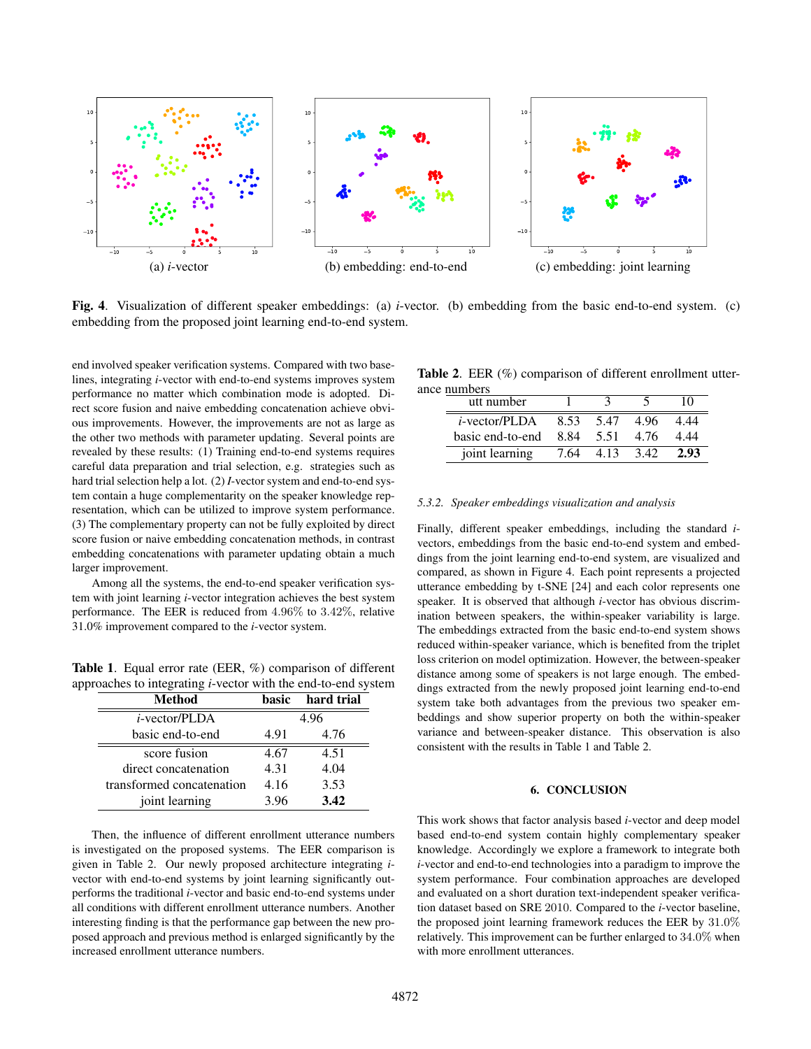(a) *i*-vector (b) embedding: end-to-end (c) embedding: joint learning

**Fig. 4**. Visualization of different speaker embeddings: (a) *i*-vector. (b) embedding from the basic end-to-end system. (c) embedding from the proposed joint learning end-to-end system.

end involved speaker verification systems. Compared with two baselines, integrating *i*-vector with end-to-end systems improves system performance no matter which combination mode is adopted. Direct score fusion and naive embedding concatenation achieve obvious improvements. However, the improvements are not as large as the other two methods with parameter updating. Several points are revealed by these results: (1) Training end-to-end systems requires careful data preparation and trial selection, e.g. strategies such as hard trial selection help a lot. (2) *I*-vector system and end-to-end system contain a huge complementarity on the speaker knowledge representation, which can be utilized to improve system performance. (3) The complementary property can not be fully exploited by direct score fusion or naive embedding concatenation methods, in contrast embedding concatenations with parameter updating obtain a much larger improvement.

Among all the systems, the end-to-end speaker verification system with joint learning *i*-vector integration achieves the best system performance. The EER is reduced from 4.96% to 3.42%, relative 31.0% improvement compared to the *i*-vector system.

**Table 1**. Equal error rate (EER, %) comparison of different approaches to integrating *i*-vector with the end-to-end system

| **Method** | **basic** | **hard trial** |
|---|---|---|
| *i*-vector/PLDA | 4.96 | |
| basic end-to-end | 4.91 | 4.76 |
| score fusion | 4.67 | 4.51 |
| direct concatenation | 4.31 | 4.04 |
| transformed concatenation | 4.16 | 3.53 |
| joint learning | 3.96 | **3.42** |

Then, the influence of different enrollment utterance numbers is investigated on the proposed systems. The EER comparison is given in Table 2. Our newly proposed architecture integrating *i*-vector with end-to-end systems by joint learning significantly outperforms the traditional *i*-vector and basic end-to-end systems under all conditions with different enrollment utterance numbers. Another interesting finding is that the performance gap between the new proposed approach and previous method is enlarged significantly by the increased enrollment utterance numbers.

**Table 2**. EER (%) comparison of different enrollment utterance numbers

| utt number | 1 | 3 | 5 | 10 |
|---|---|---|---|---|
| *i*-vector/PLDA | 8.53 | 5.47 | 4.96 | 4.44 |
| basic end-to-end | 8.84 | 5.51 | 4.76 | 4.44 |
| joint learning | 7.64 | 4.13 | 3.42 | **2.93** |

### 5.3.2. *Speaker embeddings visualization and analysis*

Finally, different speaker embeddings, including the standard *i*-vectors, embeddings from the basic end-to-end system and embeddings from the joint learning end-to-end system, are visualized and compared, as shown in Figure 4. Each point represents a projected utterance embedding by t-SNE [24] and each color represents one speaker. It is observed that although *i*-vector has obvious discrimination between speakers, the within-speaker variability is large. The embeddings extracted from the basic end-to-end system shows reduced within-speaker variance, which is benefited from the triplet loss criterion on model optimization. However, the between-speaker distance among some of speakers is not large enough. The embeddings extracted from the newly proposed joint learning end-to-end system take both advantages from the previous two speaker embeddings and show superior property on both the within-speaker variance and between-speaker distance. This observation is also consistent with the results in Table 1 and Table 2.

## 6. CONCLUSION

This work shows that factor analysis based *i*-vector and deep model based end-to-end system contain highly complementary speaker knowledge. Accordingly we explore a framework to integrate both *i*-vector and end-to-end technologies into a paradigm to improve the system performance. Four combination approaches are developed and evaluated on a short duration text-independent speaker verification dataset based on SRE 2010. Compared to the *i*-vector baseline, the proposed joint learning framework reduces the EER by 31.0% relatively. This improvement can be further enlarged to 34.0% when with more enrollment utterances.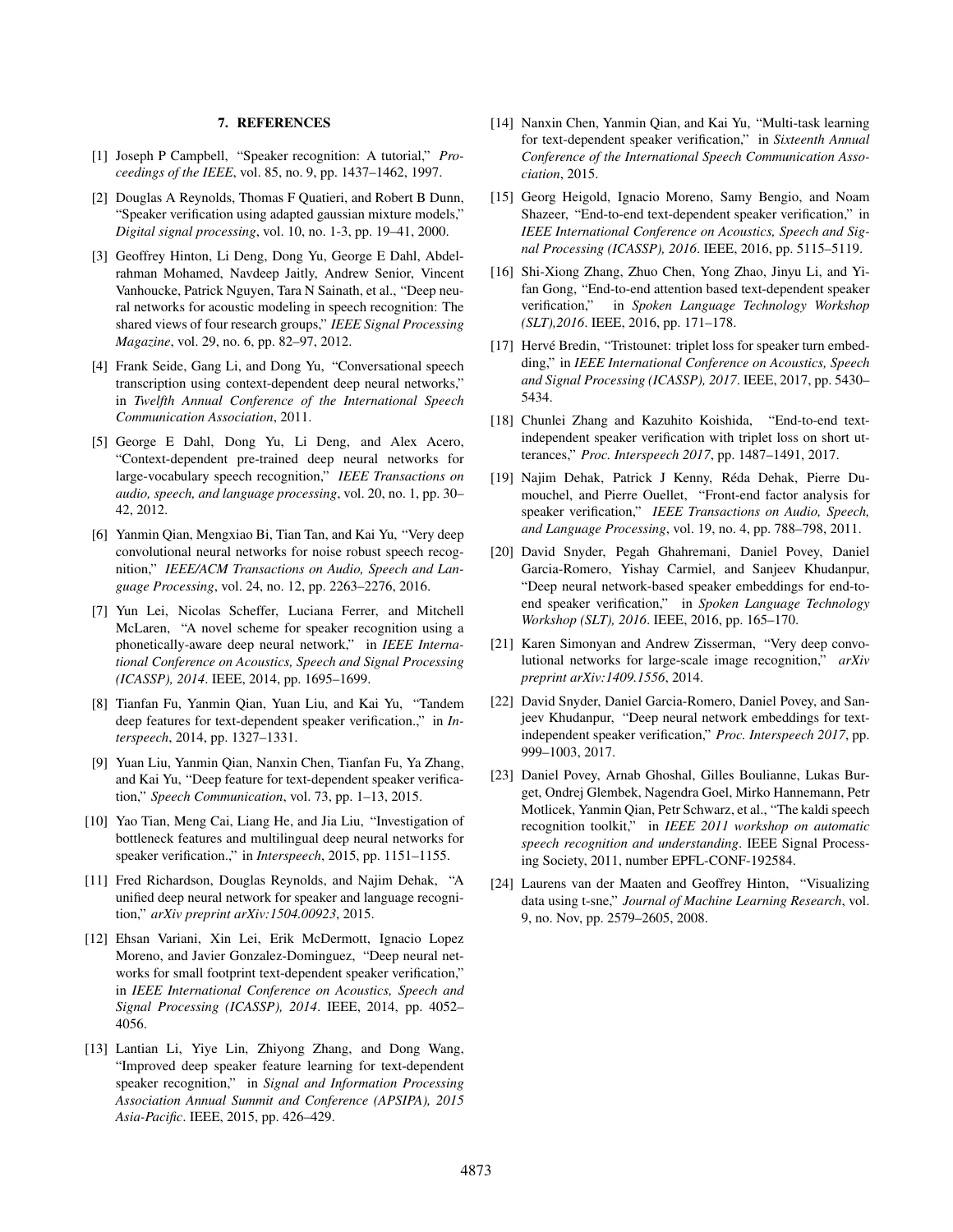## 7. REFERENCES

[1] Joseph P Campbell, "Speaker recognition: A tutorial," *Proceedings of the IEEE*, vol. 85, no. 9, pp. 1437–1462, 1997.

[2] Douglas A Reynolds, Thomas F Quatieri, and Robert B Dunn, "Speaker verification using adapted gaussian mixture models," *Digital signal processing*, vol. 10, no. 1-3, pp. 19–41, 2000.

[3] Geoffrey Hinton, Li Deng, Dong Yu, George E Dahl, Abdelrahman Mohamed, Navdeep Jaitly, Andrew Senior, Vincent Vanhoucke, Patrick Nguyen, Tara N Sainath, et al., "Deep neural networks for acoustic modeling in speech recognition: The shared views of four research groups," *IEEE Signal Processing Magazine*, vol. 29, no. 6, pp. 82–97, 2012.

[4] Frank Seide, Gang Li, and Dong Yu, "Conversational speech transcription using context-dependent deep neural networks," in *Twelfth Annual Conference of the International Speech Communication Association*, 2011.

[5] George E Dahl, Dong Yu, Li Deng, and Alex Acero, "Context-dependent pre-trained deep neural networks for large-vocabulary speech recognition," *IEEE Transactions on audio, speech, and language processing*, vol. 20, no. 1, pp. 30–42, 2012.

[6] Yanmin Qian, Mengxiao Bi, Tian Tan, and Kai Yu, "Very deep convolutional neural networks for noise robust speech recognition," *IEEE/ACM Transactions on Audio, Speech and Language Processing*, vol. 24, no. 12, pp. 2263–2276, 2016.

[7] Yun Lei, Nicolas Scheffer, Luciana Ferrer, and Mitchell McLaren, "A novel scheme for speaker recognition using a phonetically-aware deep neural network," in *IEEE International Conference on Acoustics, Speech and Signal Processing (ICASSP), 2014*. IEEE, 2014, pp. 1695–1699.

[8] Tianfan Fu, Yanmin Qian, Yuan Liu, and Kai Yu, "Tandem deep features for text-dependent speaker verification.," in *Interspeech*, 2014, pp. 1327–1331.

[9] Yuan Liu, Yanmin Qian, Nanxin Chen, Tianfan Fu, Ya Zhang, and Kai Yu, "Deep feature for text-dependent speaker verification," *Speech Communication*, vol. 73, pp. 1–13, 2015.

[10] Yao Tian, Meng Cai, Liang He, and Jia Liu, "Investigation of bottleneck features and multilingual deep neural networks for speaker verification.," in *Interspeech*, 2015, pp. 1151–1155.

[11] Fred Richardson, Douglas Reynolds, and Najim Dehak, "A unified deep neural network for speaker and language recognition," *arXiv preprint arXiv:1504.00923*, 2015.

[12] Ehsan Variani, Xin Lei, Erik McDermott, Ignacio Lopez Moreno, and Javier Gonzalez-Dominguez, "Deep neural networks for small footprint text-dependent speaker verification," in *IEEE International Conference on Acoustics, Speech and Signal Processing (ICASSP), 2014*. IEEE, 2014, pp. 4052–4056.

[13] Lantian Li, Yiye Lin, Zhiyong Zhang, and Dong Wang, "Improved deep speaker feature learning for text-dependent speaker recognition," in *Signal and Information Processing Association Annual Summit and Conference (APSIPA), 2015 Asia-Pacific*. IEEE, 2015, pp. 426–429.

[14] Nanxin Chen, Yanmin Qian, and Kai Yu, "Multi-task learning for text-dependent speaker verification," in *Sixteenth Annual Conference of the International Speech Communication Association*, 2015.

[15] Georg Heigold, Ignacio Moreno, Samy Bengio, and Noam Shazeer, "End-to-end text-dependent speaker verification," in *IEEE International Conference on Acoustics, Speech and Signal Processing (ICASSP), 2016*. IEEE, 2016, pp. 5115–5119.

[16] Shi-Xiong Zhang, Zhuo Chen, Yong Zhao, Jinyu Li, and Yifan Gong, "End-to-end attention based text-dependent speaker verification," in *Spoken Language Technology Workshop (SLT),2016*. IEEE, 2016, pp. 171–178.

[17] Hervé Bredin, "Tristounet: triplet loss for speaker turn embedding," in *IEEE International Conference on Acoustics, Speech and Signal Processing (ICASSP), 2017*. IEEE, 2017, pp. 5430–5434.

[18] Chunlei Zhang and Kazuhito Koishida, "End-to-end text-independent speaker verification with triplet loss on short utterances," *Proc. Interspeech 2017*, pp. 1487–1491, 2017.

[19] Najim Dehak, Patrick J Kenny, Réda Dehak, Pierre Dumouchel, and Pierre Ouellet, "Front-end factor analysis for speaker verification," *IEEE Transactions on Audio, Speech, and Language Processing*, vol. 19, no. 4, pp. 788–798, 2011.

[20] David Snyder, Pegah Ghahremani, Daniel Povey, Daniel Garcia-Romero, Yishay Carmiel, and Sanjeev Khudanpur, "Deep neural network-based speaker embeddings for end-to-end speaker verification," in *Spoken Language Technology Workshop (SLT), 2016*. IEEE, 2016, pp. 165–170.

[21] Karen Simonyan and Andrew Zisserman, "Very deep convolutional networks for large-scale image recognition," *arXiv preprint arXiv:1409.1556*, 2014.

[22] David Snyder, Daniel Garcia-Romero, Daniel Povey, and Sanjeev Khudanpur, "Deep neural network embeddings for text-independent speaker verification," *Proc. Interspeech 2017*, pp. 999–1003, 2017.

[23] Daniel Povey, Arnab Ghoshal, Gilles Boulianne, Lukas Burget, Ondrej Glembek, Nagendra Goel, Mirko Hannemann, Petr Motlicek, Yanmin Qian, Petr Schwarz, et al., "The kaldi speech recognition toolkit," in *IEEE 2011 workshop on automatic speech recognition and understanding*. IEEE Signal Processing Society, 2011, number EPFL-CONF-192584.

[24] Laurens van der Maaten and Geoffrey Hinton, "Visualizing data using t-sne," *Journal of Machine Learning Research*, vol. 9, no. Nov, pp. 2579–2605, 2008.